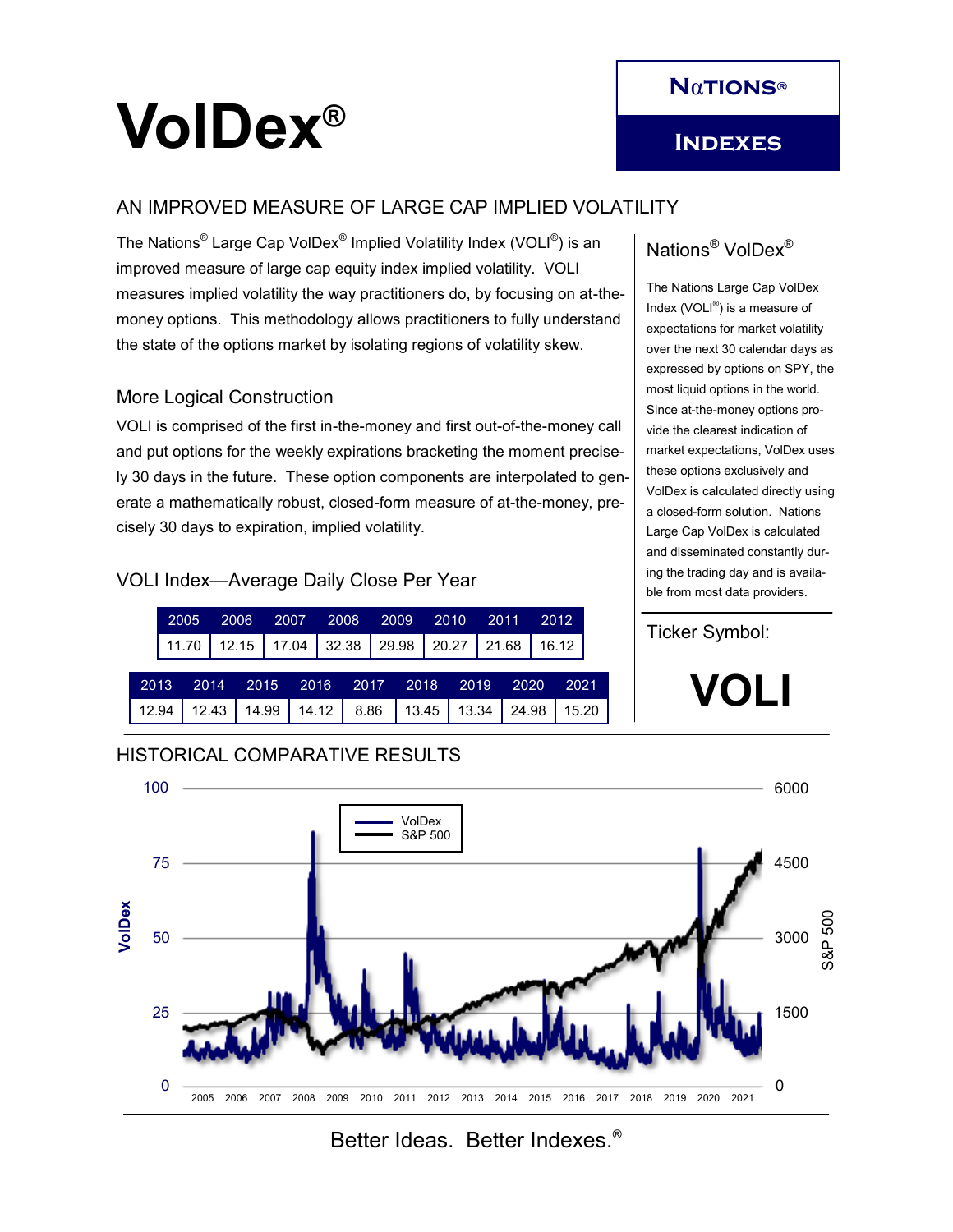# VolDex®

**NATIONS® INDEXES**

## AN IMPROVED MEASURE OF LARGE CAP IMPLIED VOLATILITY

The Nations® Large Cap VolDex® Implied Volatility Index (VOLI®) is an improved measure of large cap equity index implied volatility. VOLI measures implied volatility the way practitioners do, by focusing on at-the-money options. This methodology allows practitioners to fully understand the state of the options market by isolating regions of volatility skew.

### More Logical Construction

VOLI is comprised of the first in-the-money and first out-of-the-money call and put options for the weekly expirations bracketing the moment precisely 30 days in the future. These option components are interpolated to generate a mathematically robust, closed-form measure of at-the-money, precisely 30 days to expiration, implied volatility.

### VOLI Index—Average Daily Close Per Year

| 2005 | 2006 | 2007 | 2008 | 2009 | 2010 | 2011 | 2012 |
|---|---|---|---|---|---|---|---|
| 11.70 | 12.15 | 17.04 | 32.38 | 29.98 | 20.27 | 21.68 | 16.12 |

| 2013 | 2014 | 2015 | 2016 | 2017 | 2018 | 2019 | 2020 | 2021 |
|---|---|---|---|---|---|---|---|---|
| 12.94 | 12.43 | 14.99 | 14.12 | 8.86 | 13.45 | 13.34 | 24.98 | 15.20 |

### Nations® VolDex®

The Nations Large Cap VolDex Index (VOLI®) is a measure of expectations for market volatility over the next 30 calendar days as expressed by options on SPY, the most liquid options in the world. Since at-the-money options provide the clearest indication of market expectations, VolDex uses these options exclusively and VolDex is calculated directly using a closed-form solution. Nations Large Cap VolDex is calculated and disseminated constantly during the trading day and is available from most data providers.

Ticker Symbol:

**VOLI**

## HISTORICAL COMPARATIVE RESULTS

Better Ideas. Better Indexes.®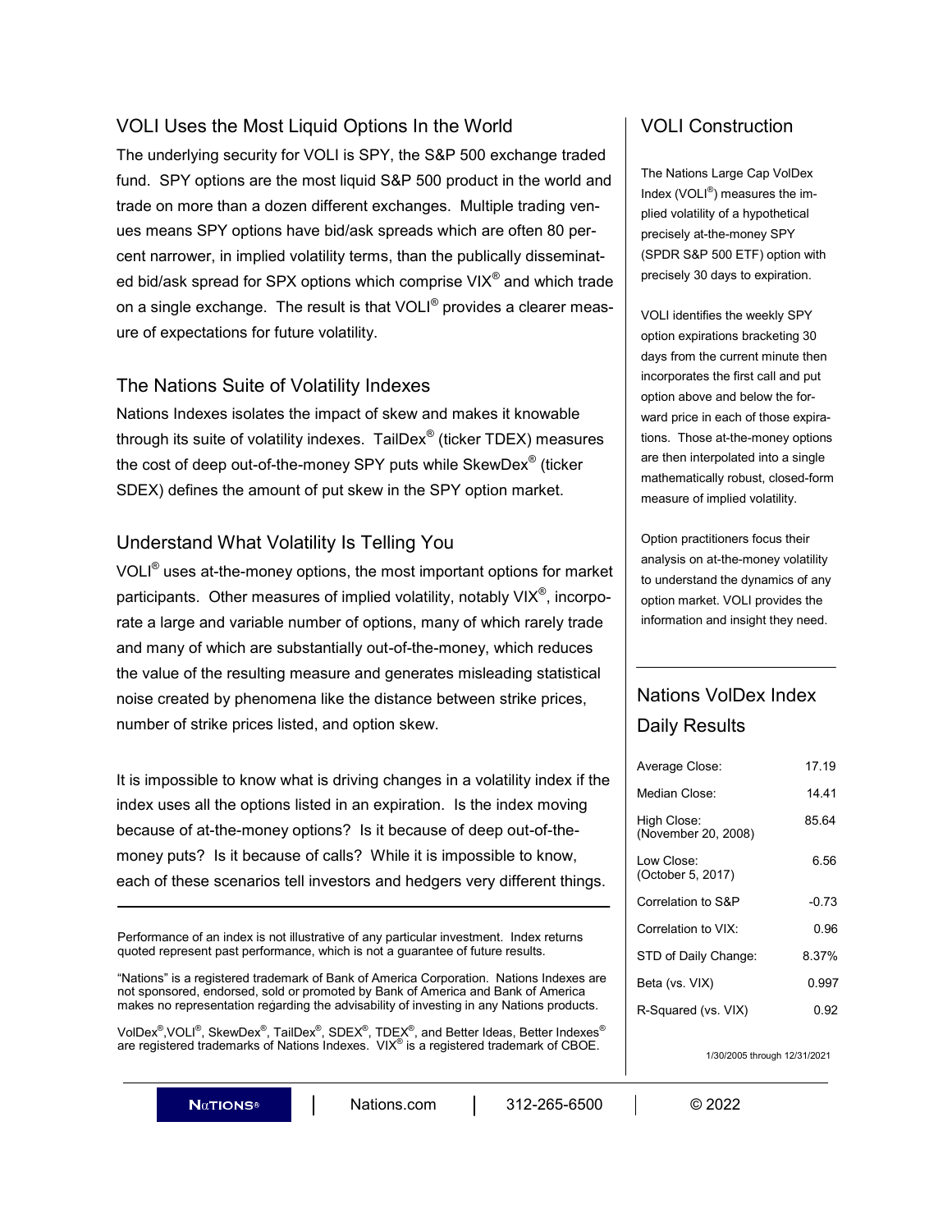## VOLI Uses the Most Liquid Options In the World

The underlying security for VOLI is SPY, the S&P 500 exchange traded fund. SPY options are the most liquid S&P 500 product in the world and trade on more than a dozen different exchanges. Multiple trading venues means SPY options have bid/ask spreads which are often 80 percent narrower, in implied volatility terms, than the publically disseminated bid/ask spread for SPX options which comprise VIX® and which trade on a single exchange. The result is that VOLI® provides a clearer measure of expectations for future volatility.

## The Nations Suite of Volatility Indexes

Nations Indexes isolates the impact of skew and makes it knowable through its suite of volatility indexes. TailDex® (ticker TDEX) measures the cost of deep out-of-the-money SPY puts while SkewDex® (ticker SDEX) defines the amount of put skew in the SPY option market.

## Understand What Volatility Is Telling You

VOLI® uses at-the-money options, the most important options for market participants. Other measures of implied volatility, notably VIX®, incorporate a large and variable number of options, many of which rarely trade and many of which are substantially out-of-the-money, which reduces the value of the resulting measure and generates misleading statistical noise created by phenomena like the distance between strike prices, number of strike prices listed, and option skew.

It is impossible to know what is driving changes in a volatility index if the index uses all the options listed in an expiration. Is the index moving because of at-the-money options? Is it because of deep out-of-the-money puts? Is it because of calls? While it is impossible to know, each of these scenarios tell investors and hedgers very different things.

Performance of an index is not illustrative of any particular investment. Index returns quoted represent past performance, which is not a guarantee of future results.

"Nations" is a registered trademark of Bank of America Corporation. Nations Indexes are not sponsored, endorsed, sold or promoted by Bank of America and Bank of America makes no representation regarding the advisability of investing in any Nations products.

VolDex®,VOLI®, SkewDex®, TailDex®, SDEX®, TDEX®, and Better Ideas, Better Indexes® are registered trademarks of Nations Indexes. VIX® is a registered trademark of CBOE.

## VOLI Construction

The Nations Large Cap VolDex Index (VOLI®) measures the implied volatility of a hypothetical precisely at-the-money SPY (SPDR S&P 500 ETF) option with precisely 30 days to expiration.

VOLI identifies the weekly SPY option expirations bracketing 30 days from the current minute then incorporates the first call and put option above and below the forward price in each of those expirations. Those at-the-money options are then interpolated into a single mathematically robust, closed-form measure of implied volatility.

Option practitioners focus their analysis on at-the-money volatility to understand the dynamics of any option market. VOLI provides the information and insight they need.

## Nations VolDex Index Daily Results

| | |
|---|---|
| Average Close: | 17.19 |
| Median Close: | 14.41 |
| High Close: (November 20, 2008) | 85.64 |
| Low Close: (October 5, 2017) | 6.56 |
| Correlation to S&P | -0.73 |
| Correlation to VIX: | 0.96 |
| STD of Daily Change: | 8.37% |
| Beta (vs. VIX) | 0.997 |
| R-Squared (vs. VIX) | 0.92 |

1/30/2005 through 12/31/2021

Nations | Nations.com | 312-265-6500 | © 2022